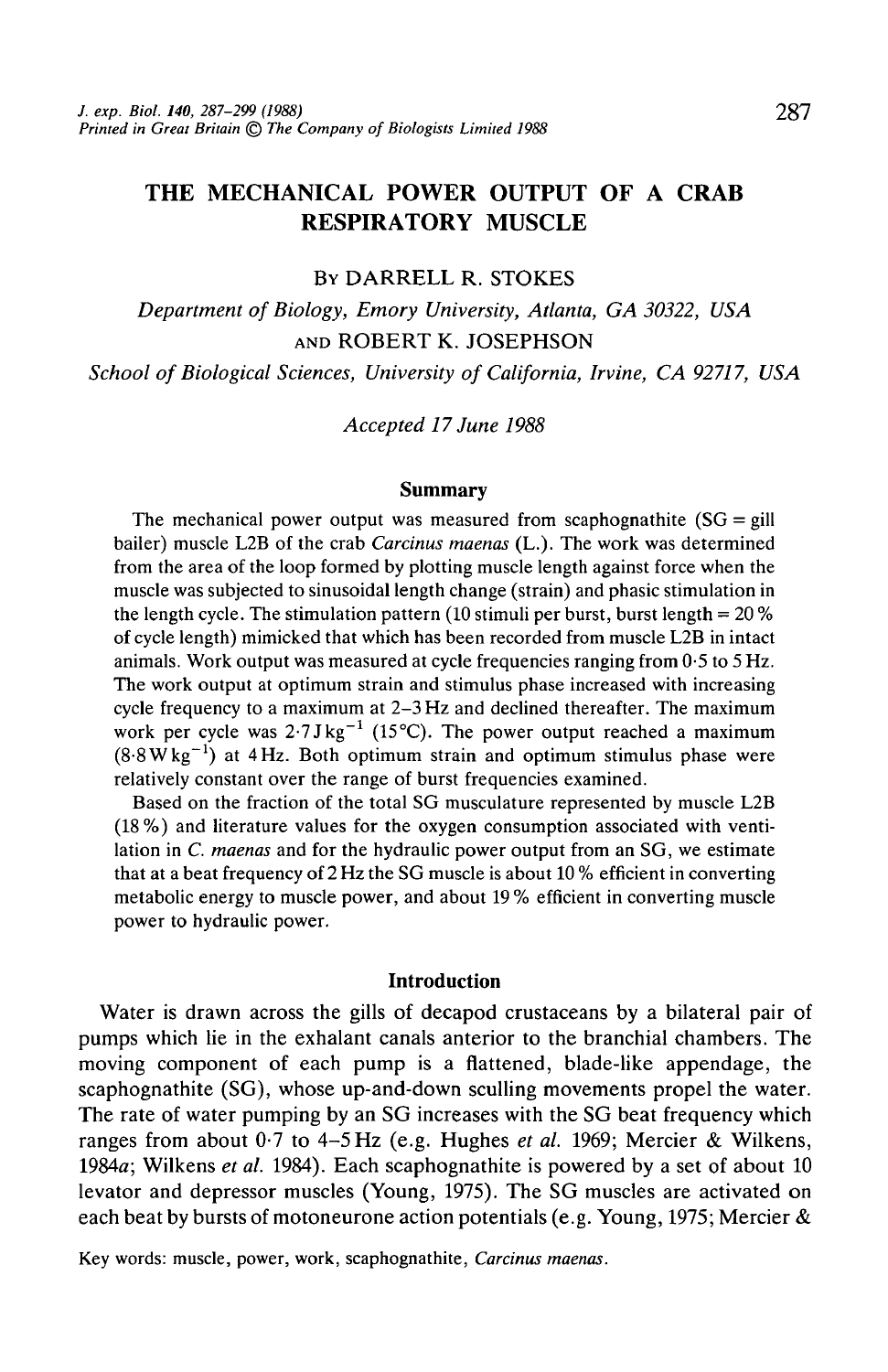# THE MECHANICAL POWER OUTPUT OF A CRAB RESPIRATORY MUSCLE

By DARRELL R. STOKES

*Department of Biology, Emory University, Atlanta, GA 30322, USA*

AND ROBERT K. JOSEPHSON

*School of Biological Sciences, University of California, Irvine, CA 92717, USA*

*Accepted 17 June 1988*

## Summary

The mechanical power output was measured from scaphognathite (SG = gill bailer) muscle L2B of the crab *Carcinus maenas* (L.). The work was determined from the area of the loop formed by plotting muscle length against force when the muscle was subjected to sinusoidal length change (strain) and phasic stimulation in the length cycle. The stimulation pattern (10 stimuli per burst, burst length = 20 % of cycle length) mimicked that which has been recorded from muscle L2B in intact animals. Work output was measured at cycle frequencies ranging from 0·5 to 5 Hz. The work output at optimum strain and stimulus phase increased with increasing cycle frequency to a maximum at 2–3 Hz and declined thereafter. The maximum work per cycle was $2{\cdot}7\,\mathrm{J\,kg^{-1}}$ (15°C). The power output reached a maximum ($8{\cdot}8\,\mathrm{W\,kg^{-1}}$) at 4 Hz. Both optimum strain and optimum stimulus phase were relatively constant over the range of burst frequencies examined.

Based on the fraction of the total SG musculature represented by muscle L2B (18 %) and literature values for the oxygen consumption associated with ventilation in *C. maenas* and for the hydraulic power output from an SG, we estimate that at a beat frequency of 2 Hz the SG muscle is about 10 % efficient in converting metabolic energy to muscle power, and about 19 % efficient in converting muscle power to hydraulic power.

## Introduction

Water is drawn across the gills of decapod crustaceans by a bilateral pair of pumps which lie in the exhalant canals anterior to the branchial chambers. The moving component of each pump is a flattened, blade-like appendage, the scaphognathite (SG), whose up-and-down sculling movements propel the water. The rate of water pumping by an SG increases with the SG beat frequency which ranges from about 0·7 to 4–5 Hz (e.g. Hughes *et al.* 1969; Mercier & Wilkens, 1984*a*; Wilkens *et al.* 1984). Each scaphognathite is powered by a set of about 10 levator and depressor muscles (Young, 1975). The SG muscles are activated on each beat by bursts of motoneurone action potentials (e.g. Young, 1975; Mercier &

Key words: muscle, power, work, scaphognathite, *Carcinus maenas*.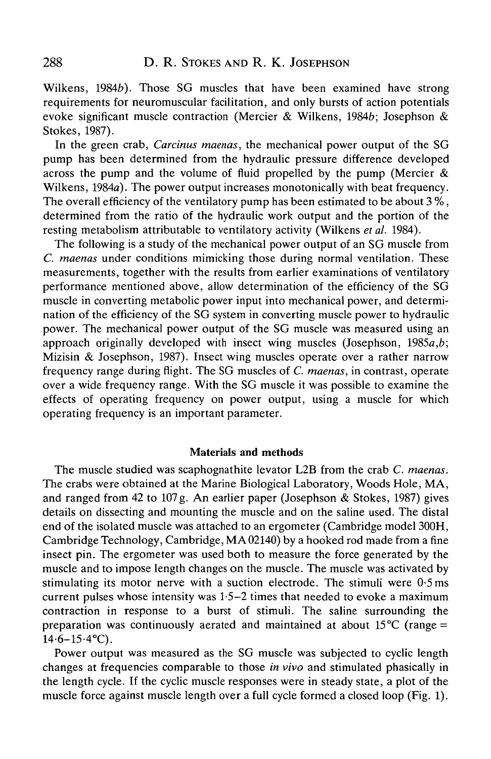Wilkens, 1984*b*). Those SG muscles that have been examined have strong requirements for neuromuscular facilitation, and only bursts of action potentials evoke significant muscle contraction (Mercier & Wilkens, 1984*b*; Josephson & Stokes, 1987).

In the green crab, *Carcinus maenas*, the mechanical power output of the SG pump has been determined from the hydraulic pressure difference developed across the pump and the volume of fluid propelled by the pump (Mercier & Wilkens, 1984*a*). The power output increases monotonically with beat frequency. The overall efficiency of the ventilatory pump has been estimated to be about 3 %, determined from the ratio of the hydraulic work output and the portion of the resting metabolism attributable to ventilatory activity (Wilkens *et al.* 1984).

The following is a study of the mechanical power output of an SG muscle from *C. maenas* under conditions mimicking those during normal ventilation. These measurements, together with the results from earlier examinations of ventilatory performance mentioned above, allow determination of the efficiency of the SG muscle in converting metabolic power input into mechanical power, and determination of the efficiency of the SG system in converting muscle power to hydraulic power. The mechanical power output of the SG muscle was measured using an approach originally developed with insect wing muscles (Josephson, 1985*a*,*b*; Mizisin & Josephson, 1987). Insect wing muscles operate over a rather narrow frequency range during flight. The SG muscles of *C. maenas*, in contrast, operate over a wide frequency range. With the SG muscle it was possible to examine the effects of operating frequency on power output, using a muscle for which operating frequency is an important parameter.

## Materials and methods

The muscle studied was scaphognathite levator L2B from the crab *C. maenas*. The crabs were obtained at the Marine Biological Laboratory, Woods Hole, MA, and ranged from 42 to 107 g. An earlier paper (Josephson & Stokes, 1987) gives details on dissecting and mounting the muscle and on the saline used. The distal end of the isolated muscle was attached to an ergometer (Cambridge model 300H, Cambridge Technology, Cambridge, MA 02140) by a hooked rod made from a fine insect pin. The ergometer was used both to measure the force generated by the muscle and to impose length changes on the muscle. The muscle was activated by stimulating its motor nerve with a suction electrode. The stimuli were 0·5 ms current pulses whose intensity was 1·5–2 times that needed to evoke a maximum contraction in response to a burst of stimuli. The saline surrounding the preparation was continuously aerated and maintained at about 15 °C (range = 14·6–15·4 °C).

Power output was measured as the SG muscle was subjected to cyclic length changes at frequencies comparable to those *in vivo* and stimulated phasically in the length cycle. If the cyclic muscle responses were in steady state, a plot of the muscle force against muscle length over a full cycle formed a closed loop (Fig. 1).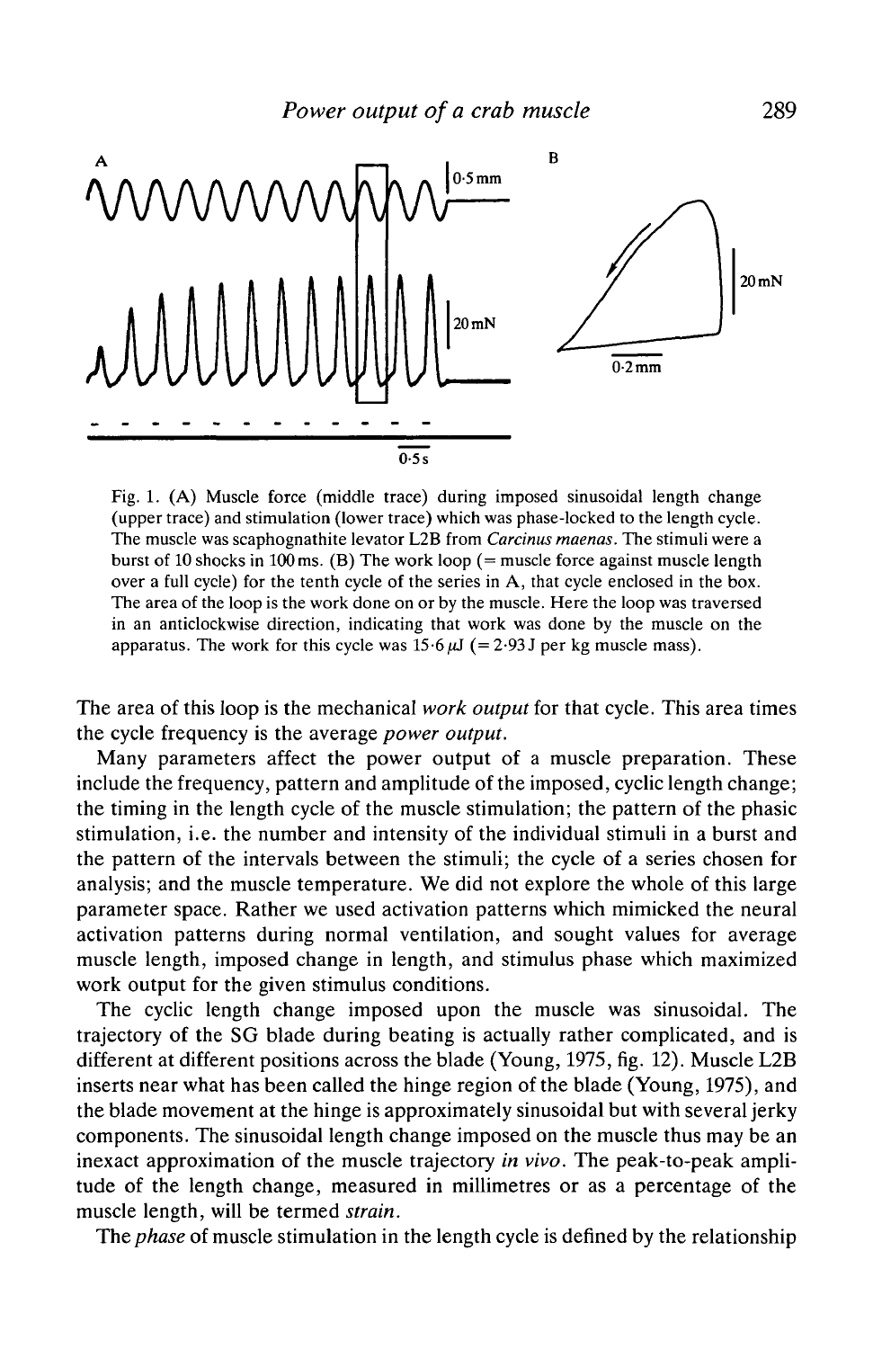Fig. 1. (A) Muscle force (middle trace) during imposed sinusoidal length change (upper trace) and stimulation (lower trace) which was phase-locked to the length cycle. The muscle was scaphognathite levator L2B from *Carcinus maenas*. The stimuli were a burst of 10 shocks in 100 ms. (B) The work loop (= muscle force against muscle length over a full cycle) for the tenth cycle of the series in A, that cycle enclosed in the box. The area of the loop is the work done on or by the muscle. Here the loop was traversed in an anticlockwise direction, indicating that work was done by the muscle on the apparatus. The work for this cycle was 15·6 $\mu$J (= 2·93 J per kg muscle mass).

The area of this loop is the mechanical *work output* for that cycle. This area times the cycle frequency is the average *power output*.

Many parameters affect the power output of a muscle preparation. These include the frequency, pattern and amplitude of the imposed, cyclic length change; the timing in the length cycle of the muscle stimulation; the pattern of the phasic stimulation, i.e. the number and intensity of the individual stimuli in a burst and the pattern of the intervals between the stimuli; the cycle of a series chosen for analysis; and the muscle temperature. We did not explore the whole of this large parameter space. Rather we used activation patterns which mimicked the neural activation patterns during normal ventilation, and sought values for average muscle length, imposed change in length, and stimulus phase which maximized work output for the given stimulus conditions.

The cyclic length change imposed upon the muscle was sinusoidal. The trajectory of the SG blade during beating is actually rather complicated, and is different at different positions across the blade (Young, 1975, fig. 12). Muscle L2B inserts near what has been called the hinge region of the blade (Young, 1975), and the blade movement at the hinge is approximately sinusoidal but with several jerky components. The sinusoidal length change imposed on the muscle thus may be an inexact approximation of the muscle trajectory *in vivo*. The peak-to-peak amplitude of the length change, measured in millimetres or as a percentage of the muscle length, will be termed *strain*.

The *phase* of muscle stimulation in the length cycle is defined by the relationship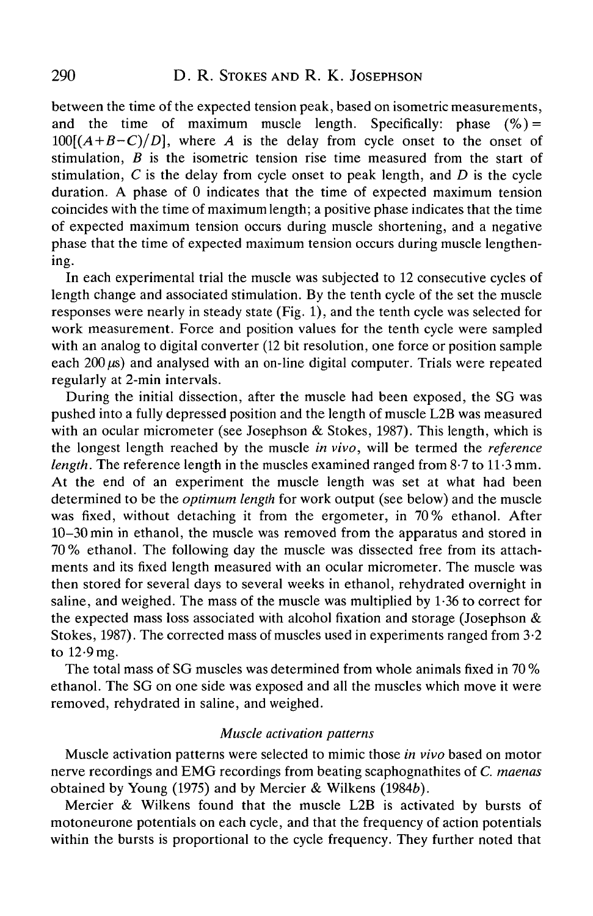between the time of the expected tension peak, based on isometric measurements, and the time of maximum muscle length. Specifically: phase (%) = $100[(A+B-C)/D]$, where $A$ is the delay from cycle onset to the onset of stimulation, $B$ is the isometric tension rise time measured from the start of stimulation, $C$ is the delay from cycle onset to peak length, and $D$ is the cycle duration. A phase of 0 indicates that the time of expected maximum tension coincides with the time of maximum length; a positive phase indicates that the time of expected maximum tension occurs during muscle shortening, and a negative phase that the time of expected maximum tension occurs during muscle lengthening.

In each experimental trial the muscle was subjected to 12 consecutive cycles of length change and associated stimulation. By the tenth cycle of the set the muscle responses were nearly in steady state (Fig. 1), and the tenth cycle was selected for work measurement. Force and position values for the tenth cycle were sampled with an analog to digital converter (12 bit resolution, one force or position sample each 200 $\mu$s) and analysed with an on-line digital computer. Trials were repeated regularly at 2-min intervals.

During the initial dissection, after the muscle had been exposed, the SG was pushed into a fully depressed position and the length of muscle L2B was measured with an ocular micrometer (see Josephson & Stokes, 1987). This length, which is the longest length reached by the muscle *in vivo*, will be termed the *reference length*. The reference length in the muscles examined ranged from 8·7 to 11·3 mm. At the end of an experiment the muscle length was set at what had been determined to be the *optimum length* for work output (see below) and the muscle was fixed, without detaching it from the ergometer, in 70 % ethanol. After 10–30 min in ethanol, the muscle was removed from the apparatus and stored in 70 % ethanol. The following day the muscle was dissected free from its attachments and its fixed length measured with an ocular micrometer. The muscle was then stored for several days to several weeks in ethanol, rehydrated overnight in saline, and weighed. The mass of the muscle was multiplied by 1·36 to correct for the expected mass loss associated with alcohol fixation and storage (Josephson & Stokes, 1987). The corrected mass of muscles used in experiments ranged from 3·2 to 12·9 mg.

The total mass of SG muscles was determined from whole animals fixed in 70 % ethanol. The SG on one side was exposed and all the muscles which move it were removed, rehydrated in saline, and weighed.

### *Muscle activation patterns*

Muscle activation patterns were selected to mimic those *in vivo* based on motor nerve recordings and EMG recordings from beating scaphognathites of *C. maenas* obtained by Young (1975) and by Mercier & Wilkens (1984*b*).

Mercier & Wilkens found that the muscle L2B is activated by bursts of motoneurone potentials on each cycle, and that the frequency of action potentials within the bursts is proportional to the cycle frequency. They further noted that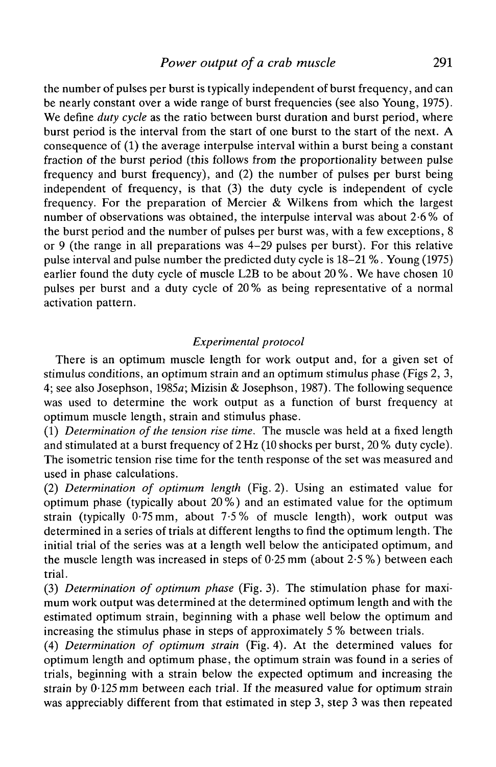the number of pulses per burst is typically independent of burst frequency, and can be nearly constant over a wide range of burst frequencies (see also Young, 1975). We define *duty cycle* as the ratio between burst duration and burst period, where burst period is the interval from the start of one burst to the start of the next. A consequence of (1) the average interpulse interval within a burst being a constant fraction of the burst period (this follows from the proportionality between pulse frequency and burst frequency), and (2) the number of pulses per burst being independent of frequency, is that (3) the duty cycle is independent of cycle frequency. For the preparation of Mercier & Wilkens from which the largest number of observations was obtained, the interpulse interval was about 2·6 % of the burst period and the number of pulses per burst was, with a few exceptions, 8 or 9 (the range in all preparations was 4–29 pulses per burst). For this relative pulse interval and pulse number the predicted duty cycle is 18–21 %. Young (1975) earlier found the duty cycle of muscle L2B to be about 20 %. We have chosen 10 pulses per burst and a duty cycle of 20 % as being representative of a normal activation pattern.

### *Experimental protocol*

There is an optimum muscle length for work output and, for a given set of stimulus conditions, an optimum strain and an optimum stimulus phase (Figs 2, 3, 4; see also Josephson, 1985*a*; Mizisin & Josephson, 1987). The following sequence was used to determine the work output as a function of burst frequency at optimum muscle length, strain and stimulus phase.

(1) *Determination of the tension rise time.* The muscle was held at a fixed length and stimulated at a burst frequency of 2 Hz (10 shocks per burst, 20 % duty cycle). The isometric tension rise time for the tenth response of the set was measured and used in phase calculations.

(2) *Determination of optimum length* (Fig. 2). Using an estimated value for optimum phase (typically about 20 %) and an estimated value for the optimum strain (typically 0·75 mm, about 7·5 % of muscle length), work output was determined in a series of trials at different lengths to find the optimum length. The initial trial of the series was at a length well below the anticipated optimum, and the muscle length was increased in steps of 0·25 mm (about 2·5 %) between each trial.

(3) *Determination of optimum phase* (Fig. 3). The stimulation phase for maximum work output was determined at the determined optimum length and with the estimated optimum strain, beginning with a phase well below the optimum and increasing the stimulus phase in steps of approximately 5 % between trials.

(4) *Determination of optimum strain* (Fig. 4). At the determined values for optimum length and optimum phase, the optimum strain was found in a series of trials, beginning with a strain below the expected optimum and increasing the strain by 0·125 mm between each trial. If the measured value for optimum strain was appreciably different from that estimated in step 3, step 3 was then repeated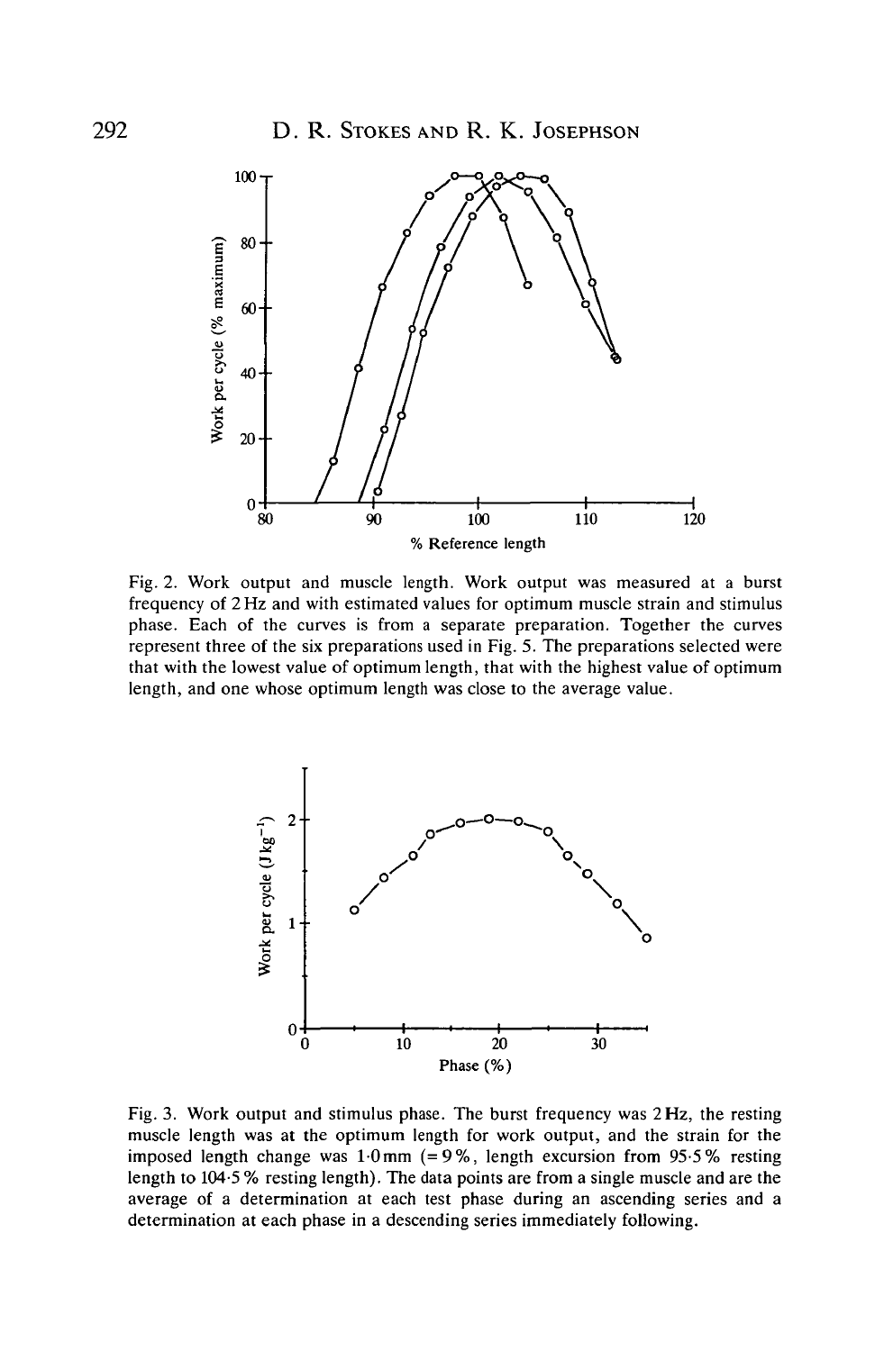Fig. 2. Work output and muscle length. Work output was measured at a burst frequency of 2 Hz and with estimated values for optimum muscle strain and stimulus phase. Each of the curves is from a separate preparation. Together the curves represent three of the six preparations used in Fig. 5. The preparations selected were that with the lowest value of optimum length, that with the highest value of optimum length, and one whose optimum length was close to the average value.

Fig. 3. Work output and stimulus phase. The burst frequency was 2 Hz, the resting muscle length was at the optimum length for work output, and the strain for the imposed length change was 1·0 mm (= 9 %, length excursion from 95·5 % resting length to 104·5 % resting length). The data points are from a single muscle and are the average of a determination at each test phase during an ascending series and a determination at each phase in a descending series immediately following.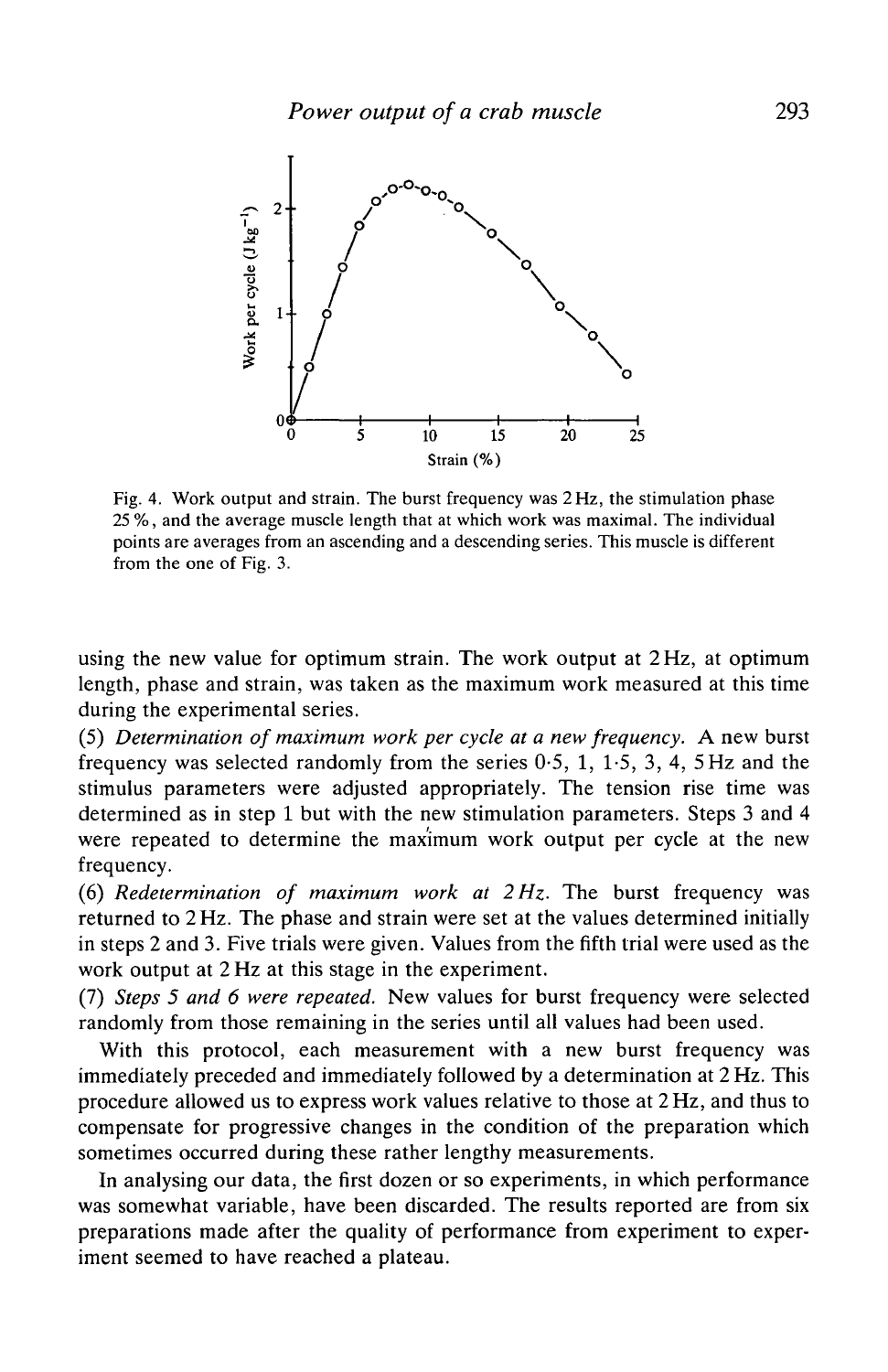Fig. 4. Work output and strain. The burst frequency was 2 Hz, the stimulation phase 25 %, and the average muscle length that at which work was maximal. The individual points are averages from an ascending and a descending series. This muscle is different from the one of Fig. 3.

using the new value for optimum strain. The work output at 2 Hz, at optimum length, phase and strain, was taken as the maximum work measured at this time during the experimental series.

(5) *Determination of maximum work per cycle at a new frequency.* A new burst frequency was selected randomly from the series 0·5, 1, 1·5, 3, 4, 5 Hz and the stimulus parameters were adjusted appropriately. The tension rise time was determined as in step 1 but with the new stimulation parameters. Steps 3 and 4 were repeated to determine the maximum work output per cycle at the new frequency.

(6) *Redetermination of maximum work at 2 Hz.* The burst frequency was returned to 2 Hz. The phase and strain were set at the values determined initially in steps 2 and 3. Five trials were given. Values from the fifth trial were used as the work output at 2 Hz at this stage in the experiment.

(7) *Steps 5 and 6 were repeated.* New values for burst frequency were selected randomly from those remaining in the series until all values had been used.

With this protocol, each measurement with a new burst frequency was immediately preceded and immediately followed by a determination at 2 Hz. This procedure allowed us to express work values relative to those at 2 Hz, and thus to compensate for progressive changes in the condition of the preparation which sometimes occurred during these rather lengthy measurements.

In analysing our data, the first dozen or so experiments, in which performance was somewhat variable, have been discarded. The results reported are from six preparations made after the quality of performance from experiment to experiment seemed to have reached a plateau.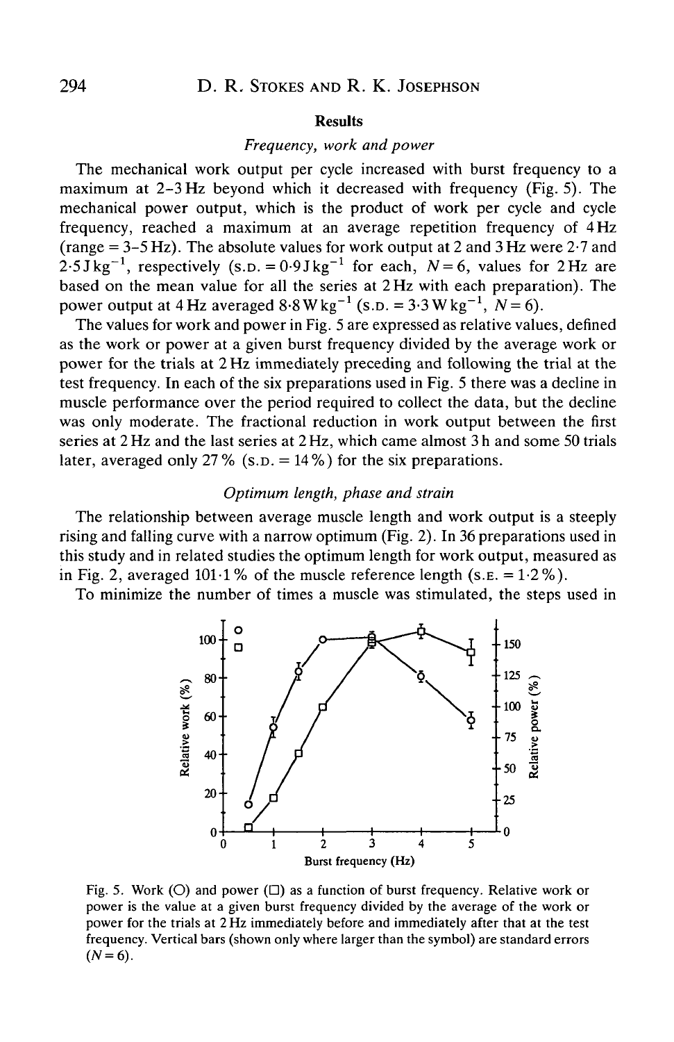## Results

### *Frequency, work and power*

The mechanical work output per cycle increased with burst frequency to a maximum at 2–3 Hz beyond which it decreased with frequency (Fig. 5). The mechanical power output, which is the product of work per cycle and cycle frequency, reached a maximum at an average repetition frequency of 4 Hz (range = 3–5 Hz). The absolute values for work output at 2 and 3 Hz were 2·7 and 2·5 J $kg^{-1}$, respectively (S.D. = 0·9 J $kg^{-1}$ for each, $N = 6$, values for 2 Hz are based on the mean value for all the series at 2 Hz with each preparation). The power output at 4 Hz averaged 8·8 W $kg^{-1}$ (S.D. = 3·3 W $kg^{-1}$, $N = 6$).

The values for work and power in Fig. 5 are expressed as relative values, defined as the work or power at a given burst frequency divided by the average work or power for the trials at 2 Hz immediately preceding and following the trial at the test frequency. In each of the six preparations used in Fig. 5 there was a decline in muscle performance over the period required to collect the data, but the decline was only moderate. The fractional reduction in work output between the first series at 2 Hz and the last series at 2 Hz, which came almost 3 h and some 50 trials later, averaged only 27 % (S.D. = 14 %) for the six preparations.

### *Optimum length, phase and strain*

The relationship between average muscle length and work output is a steeply rising and falling curve with a narrow optimum (Fig. 2). In 36 preparations used in this study and in related studies the optimum length for work output, measured as in Fig. 2, averaged 101·1 % of the muscle reference length (S.E. = 1·2 %).

To minimize the number of times a muscle was stimulated, the steps used in

Fig. 5. Work (O) and power (□) as a function of burst frequency. Relative work or power is the value at a given burst frequency divided by the average of the work or power for the trials at 2 Hz immediately before and immediately after that at the test frequency. Vertical bars (shown only where larger than the symbol) are standard errors ($N = 6$).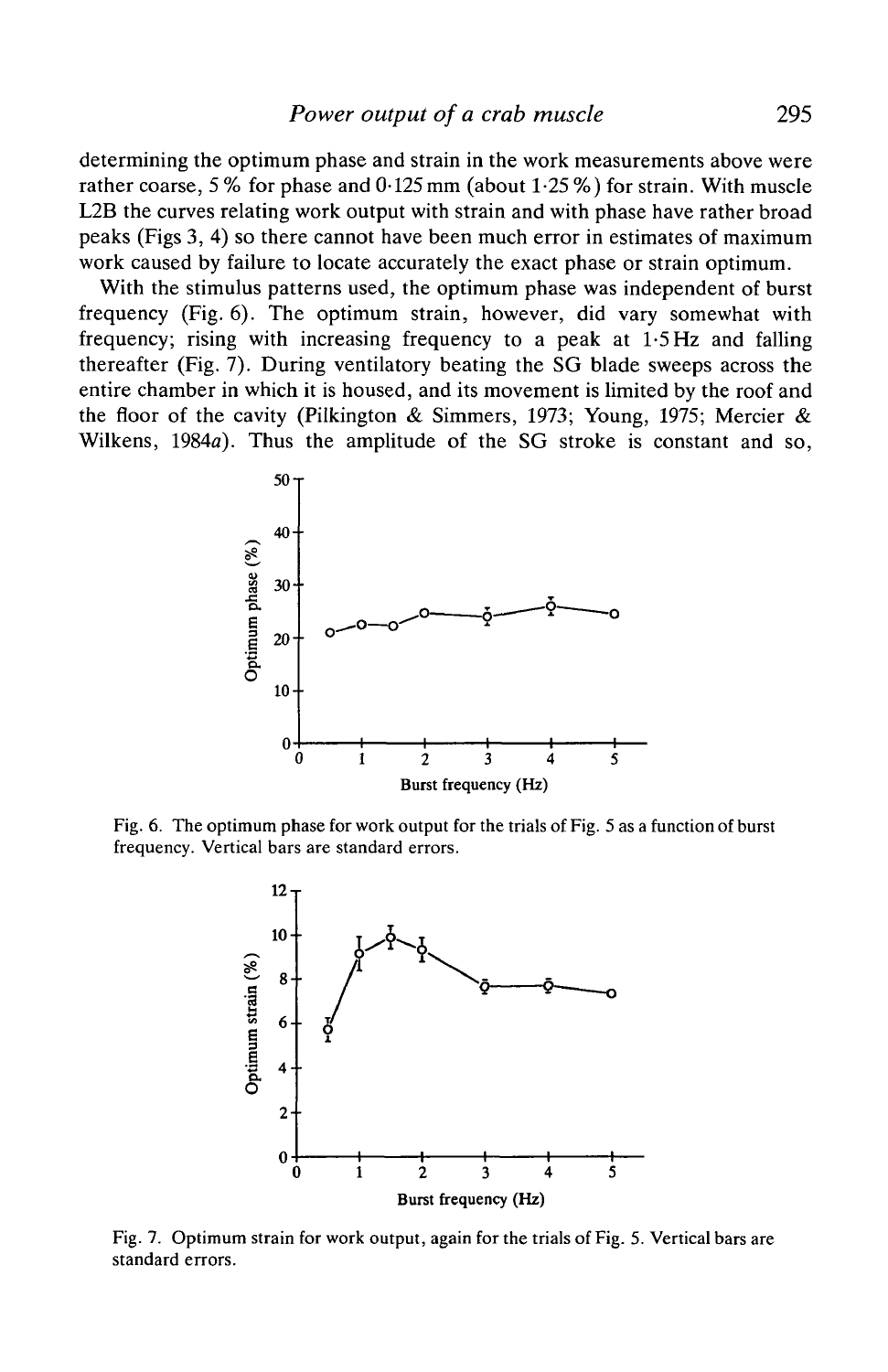determining the optimum phase and strain in the work measurements above were rather coarse, 5 % for phase and 0·125 mm (about 1·25 %) for strain. With muscle L2B the curves relating work output with strain and with phase have rather broad peaks (Figs 3, 4) so there cannot have been much error in estimates of maximum work caused by failure to locate accurately the exact phase or strain optimum.

With the stimulus patterns used, the optimum phase was independent of burst frequency (Fig. 6). The optimum strain, however, did vary somewhat with frequency; rising with increasing frequency to a peak at 1·5 Hz and falling thereafter (Fig. 7). During ventilatory beating the SG blade sweeps across the entire chamber in which it is housed, and its movement is limited by the roof and the floor of the cavity (Pilkington & Simmers, 1973; Young, 1975; Mercier & Wilkens, 1984*a*). Thus the amplitude of the SG stroke is constant and so,

Fig. 6. The optimum phase for work output for the trials of Fig. 5 as a function of burst frequency. Vertical bars are standard errors.

Fig. 7. Optimum strain for work output, again for the trials of Fig. 5. Vertical bars are standard errors.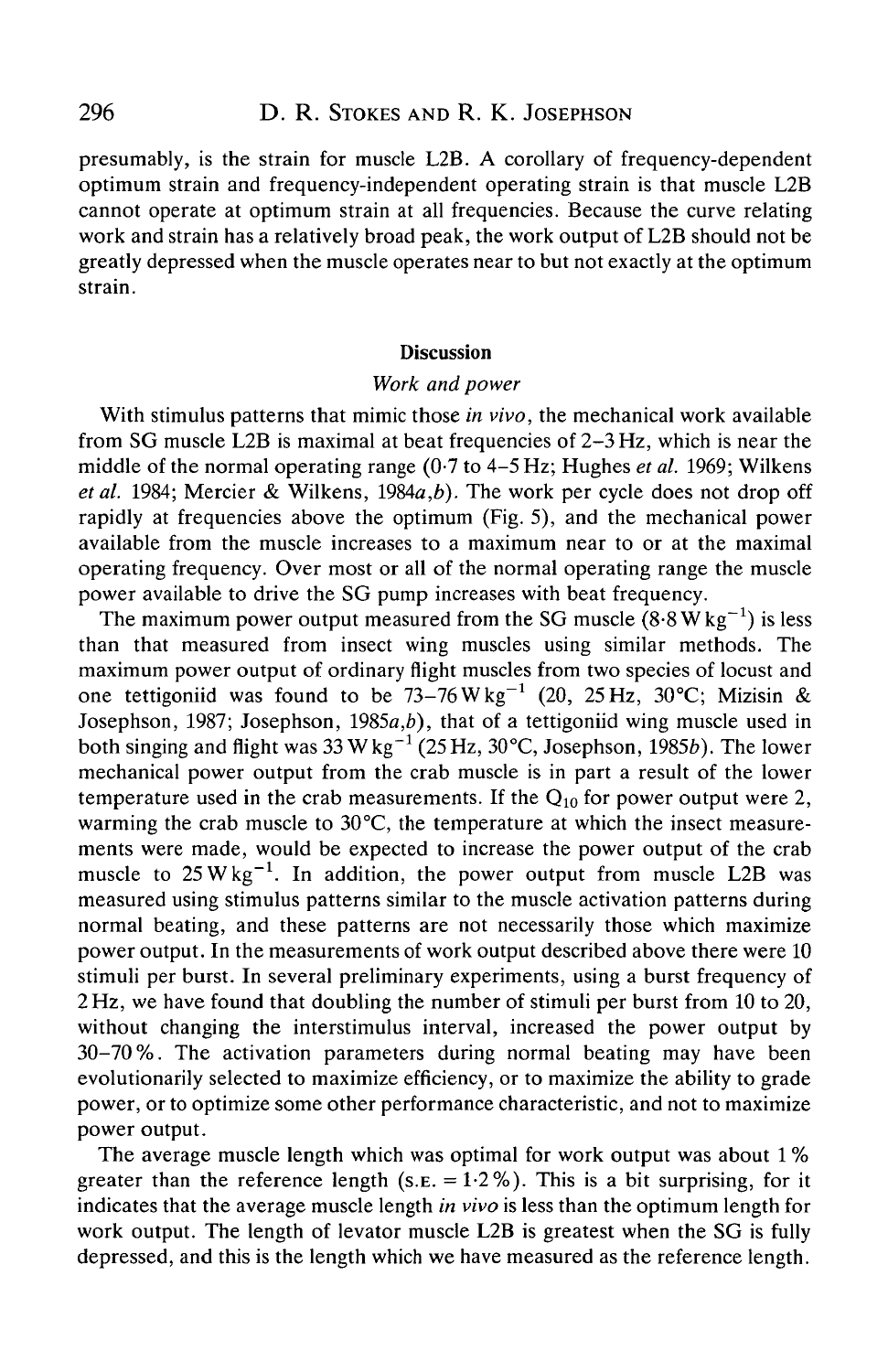presumably, is the strain for muscle L2B. A corollary of frequency-dependent optimum strain and frequency-independent operating strain is that muscle L2B cannot operate at optimum strain at all frequencies. Because the curve relating work and strain has a relatively broad peak, the work output of L2B should not be greatly depressed when the muscle operates near to but not exactly at the optimum strain.

## Discussion

### *Work and power*

With stimulus patterns that mimic those *in vivo*, the mechanical work available from SG muscle L2B is maximal at beat frequencies of 2–3 Hz, which is near the middle of the normal operating range (0·7 to 4–5 Hz; Hughes *et al.* 1969; Wilkens *et al.* 1984; Mercier & Wilkens, 1984*a*,*b*). The work per cycle does not drop off rapidly at frequencies above the optimum (Fig. 5), and the mechanical power available from the muscle increases to a maximum near to or at the maximal operating frequency. Over most or all of the normal operating range the muscle power available to drive the SG pump increases with beat frequency.

The maximum power output measured from the SG muscle (8·8 W $kg^{-1}$) is less than that measured from insect wing muscles using similar methods. The maximum power output of ordinary flight muscles from two species of locust and one tettigoniid was found to be 73–76 W $kg^{-1}$ (20, 25 Hz, 30 °C; Mizisin & Josephson, 1987; Josephson, 1985*a*,*b*), that of a tettigoniid wing muscle used in both singing and flight was 33 W $kg^{-1}$ (25 Hz, 30 °C, Josephson, 1985*b*). The lower mechanical power output from the crab muscle is in part a result of the lower temperature used in the crab measurements. If the $Q_{10}$ for power output were 2, warming the crab muscle to 30 °C, the temperature at which the insect measurements were made, would be expected to increase the power output of the crab muscle to 25 W $kg^{-1}$. In addition, the power output from muscle L2B was measured using stimulus patterns similar to the muscle activation patterns during normal beating, and these patterns are not necessarily those which maximize power output. In the measurements of work output described above there were 10 stimuli per burst. In several preliminary experiments, using a burst frequency of 2 Hz, we have found that doubling the number of stimuli per burst from 10 to 20, without changing the interstimulus interval, increased the power output by 30–70 %. The activation parameters during normal beating may have been evolutionarily selected to maximize efficiency, or to maximize the ability to grade power, or to optimize some other performance characteristic, and not to maximize power output.

The average muscle length which was optimal for work output was about 1 % greater than the reference length (S.E. = 1·2 %). This is a bit surprising, for it indicates that the average muscle length *in vivo* is less than the optimum length for work output. The length of levator muscle L2B is greatest when the SG is fully depressed, and this is the length which we have measured as the reference length.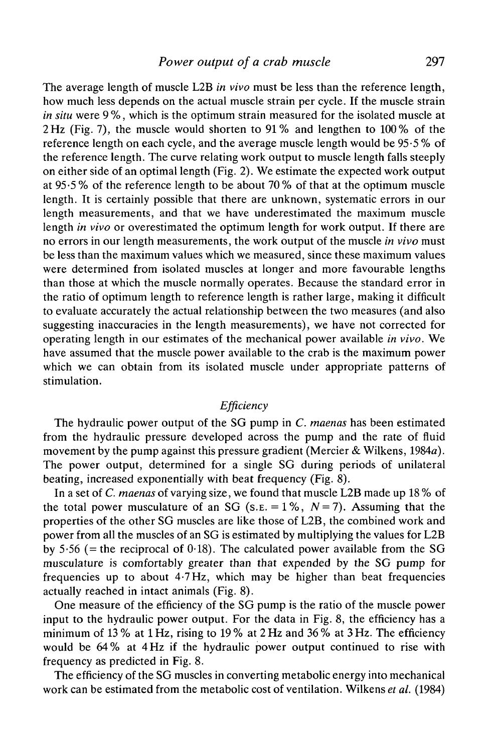The average length of muscle L2B *in vivo* must be less than the reference length, how much less depends on the actual muscle strain per cycle. If the muscle strain *in situ* were 9 %, which is the optimum strain measured for the isolated muscle at 2 Hz (Fig. 7), the muscle would shorten to 91 % and lengthen to 100 % of the reference length on each cycle, and the average muscle length would be 95·5 % of the reference length. The curve relating work output to muscle length falls steeply on either side of an optimal length (Fig. 2). We estimate the expected work output at 95·5 % of the reference length to be about 70 % of that at the optimum muscle length. It is certainly possible that there are unknown, systematic errors in our length measurements, and that we have underestimated the maximum muscle length *in vivo* or overestimated the optimum length for work output. If there are no errors in our length measurements, the work output of the muscle *in vivo* must be less than the maximum values which we measured, since these maximum values were determined from isolated muscles at longer and more favourable lengths than those at which the muscle normally operates. Because the standard error in the ratio of optimum length to reference length is rather large, making it difficult to evaluate accurately the actual relationship between the two measures (and also suggesting inaccuracies in the length measurements), we have not corrected for operating length in our estimates of the mechanical power available *in vivo*. We have assumed that the muscle power available to the crab is the maximum power which we can obtain from its isolated muscle under appropriate patterns of stimulation.

### *Efficiency*

The hydraulic power output of the SG pump in *C. maenas* has been estimated from the hydraulic pressure developed across the pump and the rate of fluid movement by the pump against this pressure gradient (Mercier & Wilkens, 1984*a*). The power output, determined for a single SG during periods of unilateral beating, increased exponentially with beat frequency (Fig. 8).

In a set of *C. maenas* of varying size, we found that muscle L2B made up 18 % of the total power musculature of an SG (S.E. = 1 %, $N = 7$). Assuming that the properties of the other SG muscles are like those of L2B, the combined work and power from all the muscles of an SG is estimated by multiplying the values for L2B by 5·56 (= the reciprocal of 0·18). The calculated power available from the SG musculature is comfortably greater than that expended by the SG pump for frequencies up to about 4·7 Hz, which may be higher than beat frequencies actually reached in intact animals (Fig. 8).

One measure of the efficiency of the SG pump is the ratio of the muscle power input to the hydraulic power output. For the data in Fig. 8, the efficiency has a minimum of 13 % at 1 Hz, rising to 19 % at 2 Hz and 36 % at 3 Hz. The efficiency would be 64 % at 4 Hz if the hydraulic power output continued to rise with frequency as predicted in Fig. 8.

The efficiency of the SG muscles in converting metabolic energy into mechanical work can be estimated from the metabolic cost of ventilation. Wilkens *et al.* (1984)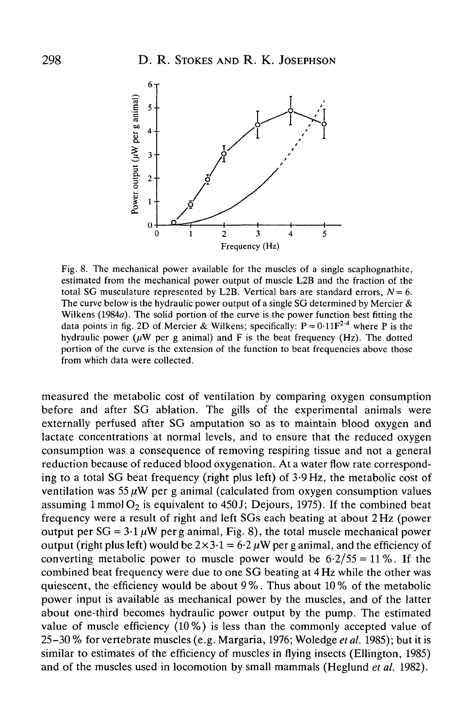Fig. 8. The mechanical power available for the muscles of a single scaphognathite, estimated from the mechanical power output of muscle L2B and the fraction of the total SG musculature represented by L2B. Vertical bars are standard errors, $N = 6$. The curve below is the hydraulic power output of a single SG determined by Mercier & Wilkens (1984*a*). The solid portion of the curve is the power function best fitting the data points in fig. 2D of Mercier & Wilkens; specifically: $P = 0{\cdot}11F^{2{\cdot}4}$ where P is the hydraulic power ($\mu$W per g animal) and F is the beat frequency (Hz). The dotted portion of the curve is the extension of the function to beat frequencies above those from which data were collected.

measured the metabolic cost of ventilation by comparing oxygen consumption before and after SG ablation. The gills of the experimental animals were externally perfused after SG amputation so as to maintain blood oxygen and lactate concentrations at normal levels, and to ensure that the reduced oxygen consumption was a consequence of removing respiring tissue and not a general reduction because of reduced blood oxygenation. At a water flow rate corresponding to a total SG beat frequency (right plus left) of 3·9 Hz, the metabolic cost of ventilation was 55 $\mu$W per g animal (calculated from oxygen consumption values assuming 1 mmol $O_2$ is equivalent to 450 J; Dejours, 1975). If the combined beat frequency were a result of right and left SGs each beating at about 2 Hz (power output per SG = 3·1 $\mu$W per g animal, Fig. 8), the total muscle mechanical power output (right plus left) would be $2 \times 3{\cdot}1 = 6{\cdot}2$ $\mu$W per g animal, and the efficiency of converting metabolic power to muscle power would be $6{\cdot}2/55 = 11\,\%$. If the combined beat frequency were due to one SG beating at 4 Hz while the other was quiescent, the efficiency would be about 9 %. Thus about 10 % of the metabolic power input is available as mechanical power by the muscles, and of the latter about one-third becomes hydraulic power output by the pump. The estimated value of muscle efficiency (10 %) is less than the commonly accepted value of 25–30 % for vertebrate muscles (e.g. Margaria, 1976; Woledge *et al.* 1985); but it is similar to estimates of the efficiency of muscles in flying insects (Ellington, 1985) and of the muscles used in locomotion by small mammals (Heglund *et al.* 1982).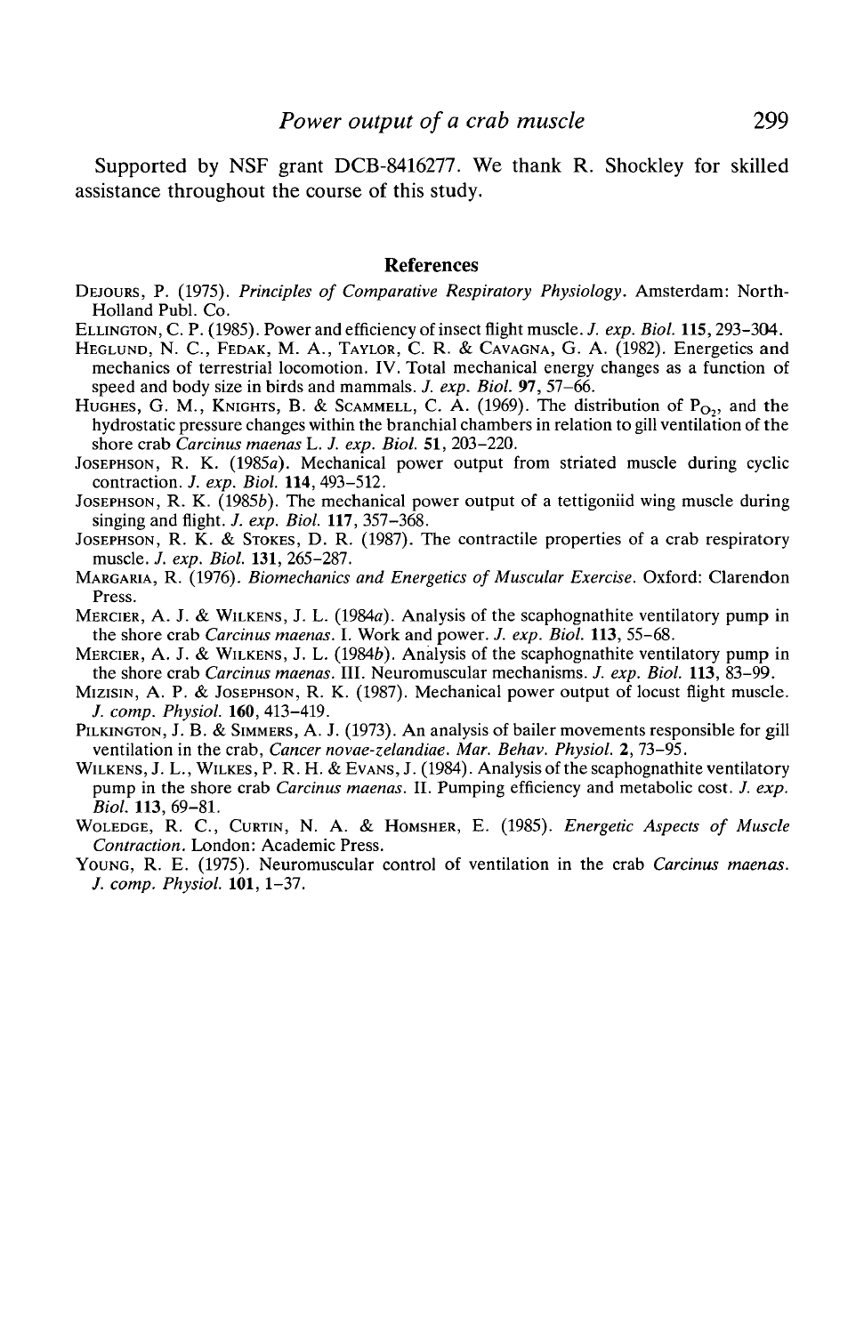Supported by NSF grant DCB-8416277. We thank R. Shockley for skilled assistance throughout the course of this study.

## References

Dejours, P. (1975). *Principles of Comparative Respiratory Physiology*. Amsterdam: North-Holland Publ. Co.

Ellington, C. P. (1985). Power and efficiency of insect flight muscle. *J. exp. Biol.* **115**, 293–304.

Heglund, N. C., Fedak, M. A., Taylor, C. R. & Cavagna, G. A. (1982). Energetics and mechanics of terrestrial locomotion. IV. Total mechanical energy changes as a function of speed and body size in birds and mammals. *J. exp. Biol.* **97**, 57–66.

Hughes, G. M., Knights, B. & Scammell, C. A. (1969). The distribution of $P_{O_2}$, and the hydrostatic pressure changes within the branchial chambers in relation to gill ventilation of the shore crab *Carcinus maenas* L. *J. exp. Biol.* **51**, 203–220.

Josephson, R. K. (1985*a*). Mechanical power output from striated muscle during cyclic contraction. *J. exp. Biol.* **114**, 493–512.

Josephson, R. K. (1985*b*). The mechanical power output of a tettigoniid wing muscle during singing and flight. *J. exp. Biol.* **117**, 357–368.

Josephson, R. K. & Stokes, D. R. (1987). The contractile properties of a crab respiratory muscle. *J. exp. Biol.* **131**, 265–287.

Margaria, R. (1976). *Biomechanics and Energetics of Muscular Exercise*. Oxford: Clarendon Press.

Mercier, A. J. & Wilkens, J. L. (1984*a*). Analysis of the scaphognathite ventilatory pump in the shore crab *Carcinus maenas*. I. Work and power. *J. exp. Biol.* **113**, 55–68.

Mercier, A. J. & Wilkens, J. L. (1984*b*). Analysis of the scaphognathite ventilatory pump in the shore crab *Carcinus maenas*. III. Neuromuscular mechanisms. *J. exp. Biol.* **113**, 83–99.

Mizisin, A. P. & Josephson, R. K. (1987). Mechanical power output of locust flight muscle. *J. comp. Physiol.* **160**, 413–419.

Pilkington, J. B. & Simmers, A. J. (1973). An analysis of bailer movements responsible for gill ventilation in the crab, *Cancer novae-zelandiae*. *Mar. Behav. Physiol.* **2**, 73–95.

Wilkens, J. L., Wilkes, P. R. H. & Evans, J. (1984). Analysis of the scaphognathite ventilatory pump in the shore crab *Carcinus maenas*. II. Pumping efficiency and metabolic cost. *J. exp. Biol.* **113**, 69–81.

Woledge, R. C., Curtin, N. A. & Homsher, E. (1985). *Energetic Aspects of Muscle Contraction*. London: Academic Press.

Young, R. E. (1975). Neuromuscular control of ventilation in the crab *Carcinus maenas*. *J. comp. Physiol.* **101**, 1–37.